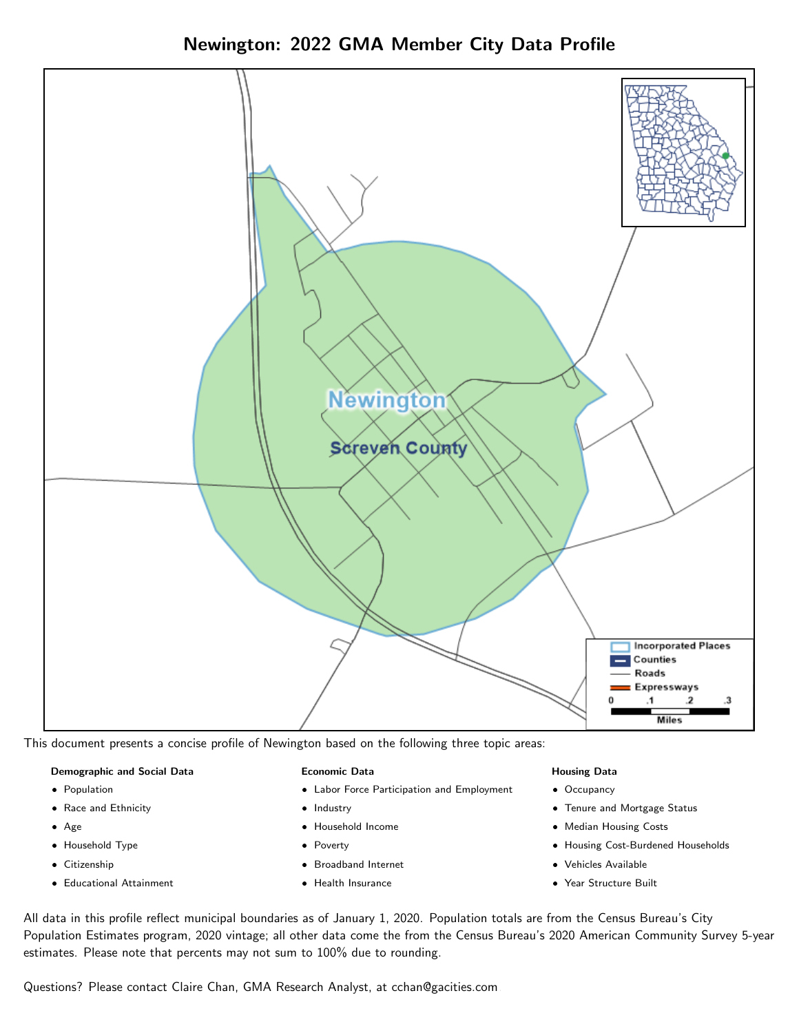# Newington: 2022 GMA Member City Data Profile

This document presents a concise profile of Newington based on the following three topic areas:

**Demographic and Social Data**

- Population
- Race and Ethnicity
- Age
- Household Type
- Citizenship
- Educational Attainment

**Economic Data**

- Labor Force Participation and Employment
- Industry
- Household Income
- Poverty
- Broadband Internet
- Health Insurance

**Housing Data**

- Occupancy
- Tenure and Mortgage Status
- Median Housing Costs
- Housing Cost-Burdened Households
- Vehicles Available
- Year Structure Built

All data in this profile reflect municipal boundaries as of January 1, 2020. Population totals are from the Census Bureau's City Population Estimates program, 2020 vintage; all other data come the from the Census Bureau's 2020 American Community Survey 5-year estimates. Please note that percents may not sum to 100% due to rounding.

Questions? Please contact Claire Chan, GMA Research Analyst, at cchan@gacities.com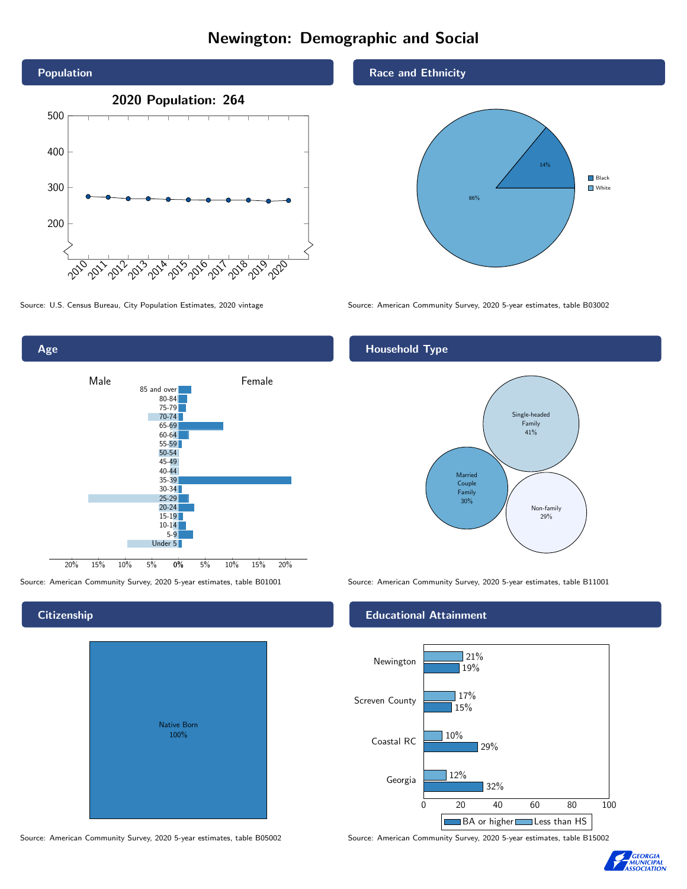# Newington: Demographic and Social

## Population

**2020 Population: 264**

Source: U.S. Census Bureau, City Population Estimates, 2020 vintage

## Race and Ethnicity

| Race | Percent |
|---|---|
| Black | 14% |
| White | 86% |

Source: American Community Survey, 2020 5-year estimates, table B03002

## Age

Male / Female

Age groups: 85 and over, 80-84, 75-79, 70-74, 65-69, 60-64, 55-59, 50-54, 45-49, 40-44, 35-39, 30-34, 25-29, 20-24, 15-19, 10-14, 5-9, Under 5

Source: American Community Survey, 2020 5-year estimates, table B01001

## Household Type

| Household Type | Percent |
|---|---|
| Single-headed Family | 41% |
| Married Couple Family | 30% |
| Non-family | 29% |

Source: American Community Survey, 2020 5-year estimates, table B11001

## Citizenship

| Citizenship | Percent |
|---|---|
| Native Born | 100% |

Source: American Community Survey, 2020 5-year estimates, table B05002

## Educational Attainment

| Area | Less than HS | BA or higher |
|---|---|---|
| Newington | 21% | 19% |
| Screven County | 17% | 15% |
| Coastal RC | 10% | 29% |
| Georgia | 12% | 32% |

Source: American Community Survey, 2020 5-year estimates, table B15002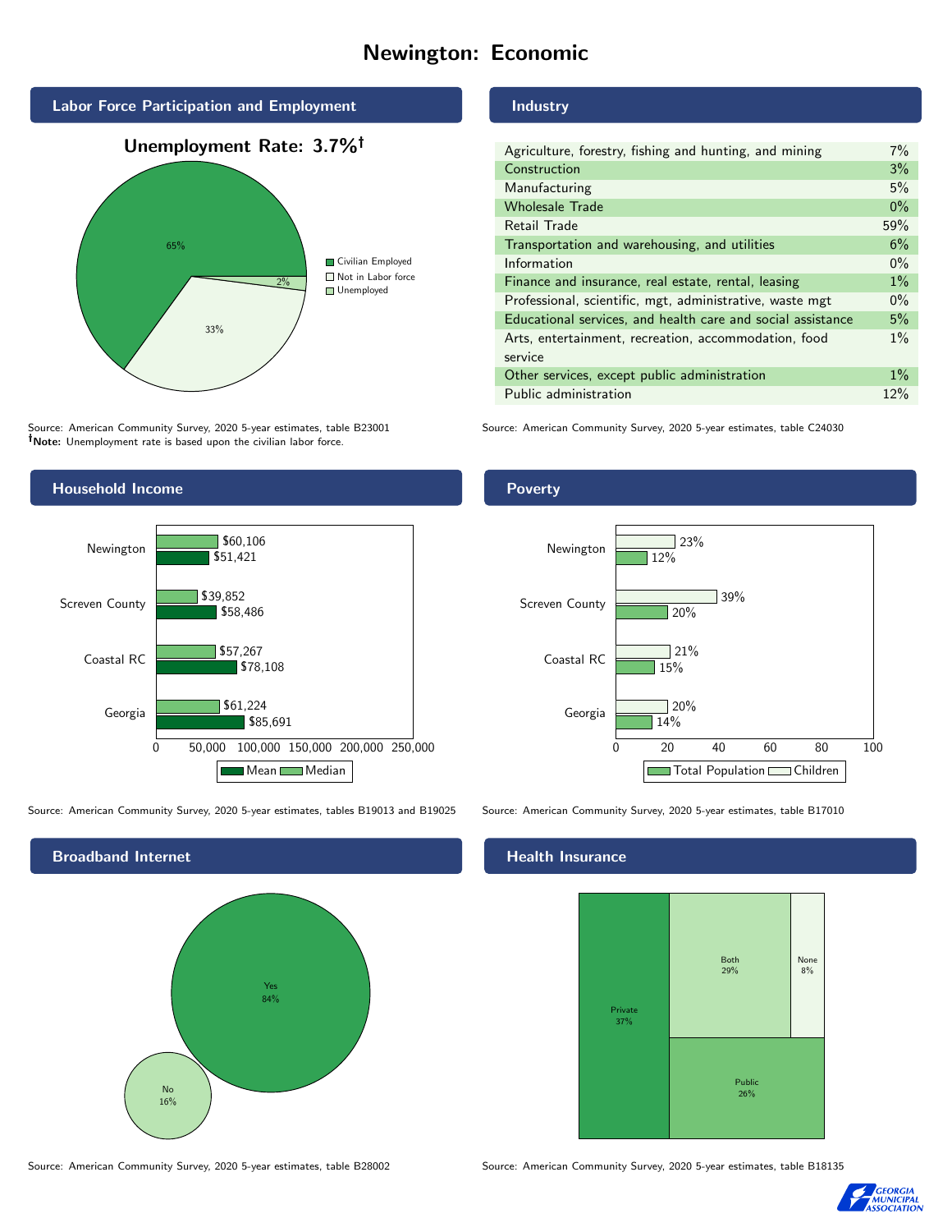# Newington: Economic

## Labor Force Participation and Employment

**Unemployment Rate: 3.7%†**

| Category | Percent |
| --- | --- |
| Civilian Employed | 65% |
| Not in Labor force | 33% |
| Unemployed | 2% |

Source: American Community Survey, 2020 5-year estimates, table B23001
**†Note:** Unemployment rate is based upon the civilian labor force.

## Industry

| Industry | Percent |
| --- | --- |
| Agriculture, forestry, fishing and hunting, and mining | 7% |
| Construction | 3% |
| Manufacturing | 5% |
| Wholesale Trade | 0% |
| Retail Trade | 59% |
| Transportation and warehousing, and utilities | 6% |
| Information | 0% |
| Finance and insurance, real estate, rental, leasing | 1% |
| Professional, scientific, mgt, administrative, waste mgt | 0% |
| Educational services, and health care and social assistance | 5% |
| Arts, entertainment, recreation, accommodation, food service | 1% |
| Other services, except public administration | 1% |
| Public administration | 12% |

Source: American Community Survey, 2020 5-year estimates, table C24030

## Household Income

| | Median | Mean |
| --- | --- | --- |
| Newington | $60,106 | $51,421 |
| Screven County | $39,852 | $58,486 |
| Coastal RC | $57,267 | $78,108 |
| Georgia | $61,224 | $85,691 |

Source: American Community Survey, 2020 5-year estimates, tables B19013 and B19025

## Poverty

| | Children | Total Population |
| --- | --- | --- |
| Newington | 23% | 12% |
| Screven County | 39% | 20% |
| Coastal RC | 21% | 15% |
| Georgia | 20% | 14% |

Source: American Community Survey, 2020 5-year estimates, table B17010

## Broadband Internet

| | Percent |
| --- | --- |
| Yes | 84% |
| No | 16% |

Source: American Community Survey, 2020 5-year estimates, table B28002

## Health Insurance

| | Percent |
| --- | --- |
| Private | 37% |
| Both | 29% |
| Public | 26% |
| None | 8% |

Source: American Community Survey, 2020 5-year estimates, table B18135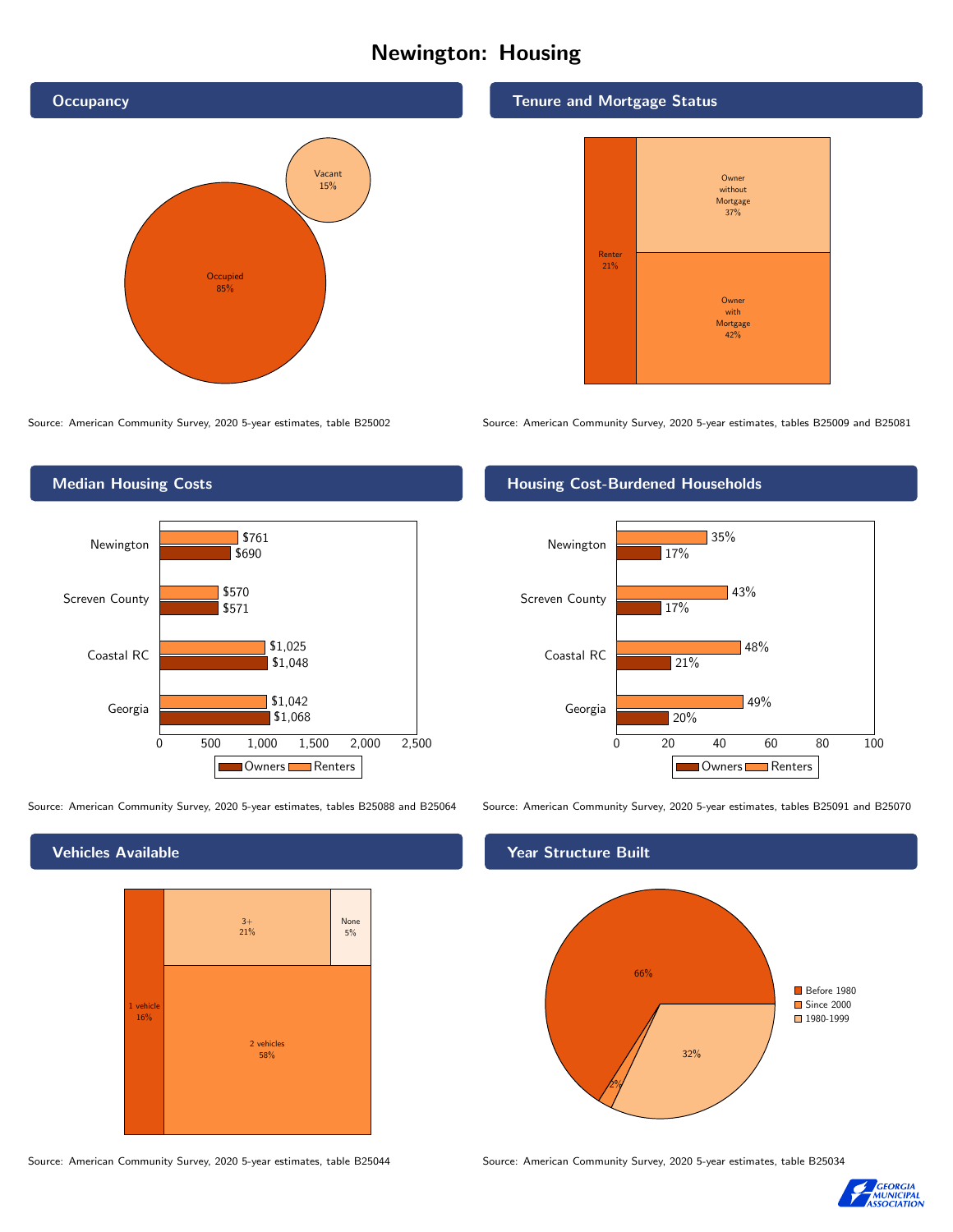# Newington: Housing

## Occupancy

Vacant
15%

Occupied
85%

Source: American Community Survey, 2020 5-year estimates, table B25002

## Tenure and Mortgage Status

Renter
21%

Owner
without
Mortgage
37%

Owner
with
Mortgage
42%

Source: American Community Survey, 2020 5-year estimates, tables B25009 and B25081

## Median Housing Costs

Newington
$761
$690

Screven County
$570
$571

Coastal RC
$1,025
$1,048

Georgia
$1,042
$1,068

0 500 1,000 1,500 2,000 2,500

Owners Renters

Source: American Community Survey, 2020 5-year estimates, tables B25088 and B25064

## Housing Cost-Burdened Households

Newington
35%
17%

Screven County
43%
17%

Coastal RC
48%
21%

Georgia
49%
20%

0 20 40 60 80 100

Owners Renters

Source: American Community Survey, 2020 5-year estimates, tables B25091 and B25070

## Vehicles Available

1 vehicle
16%

3+
21%

None
5%

2 vehicles
58%

Source: American Community Survey, 2020 5-year estimates, table B25044

## Year Structure Built

66%

2%

32%

Before 1980
Since 2000
1980-1999

Source: American Community Survey, 2020 5-year estimates, table B25034